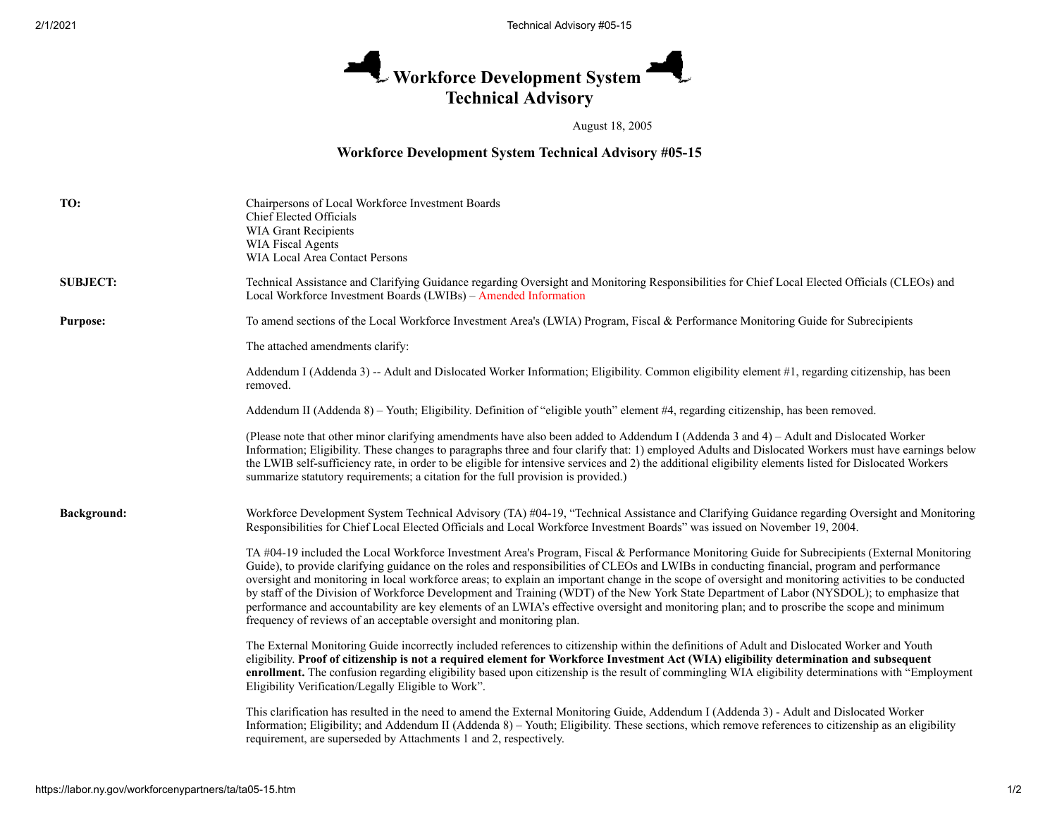# Workforce Development System Technical Advisory

August 18, 2005

## Workforce Development System Technical Advisory #05-15

**TO:**

Chairpersons of Local Workforce Investment Boards
Chief Elected Officials
WIA Grant Recipients
WIA Fiscal Agents
WIA Local Area Contact Persons

**SUBJECT:**

Technical Assistance and Clarifying Guidance regarding Oversight and Monitoring Responsibilities for Chief Local Elected Officials (CLEOs) and Local Workforce Investment Boards (LWIBs) – Amended Information

**Purpose:**

To amend sections of the Local Workforce Investment Area's (LWIA) Program, Fiscal & Performance Monitoring Guide for Subrecipients

The attached amendments clarify:

Addendum I (Addenda 3) -- Adult and Dislocated Worker Information; Eligibility. Common eligibility element #1, regarding citizenship, has been removed.

Addendum II (Addenda 8) – Youth; Eligibility. Definition of "eligible youth" element #4, regarding citizenship, has been removed.

(Please note that other minor clarifying amendments have also been added to Addendum I (Addenda 3 and 4) – Adult and Dislocated Worker Information; Eligibility. These changes to paragraphs three and four clarify that: 1) employed Adults and Dislocated Workers must have earnings below the LWIB self-sufficiency rate, in order to be eligible for intensive services and 2) the additional eligibility elements listed for Dislocated Workers summarize statutory requirements; a citation for the full provision is provided.)

**Background:**

Workforce Development System Technical Advisory (TA) #04-19, "Technical Assistance and Clarifying Guidance regarding Oversight and Monitoring Responsibilities for Chief Local Elected Officials and Local Workforce Investment Boards" was issued on November 19, 2004.

TA #04-19 included the Local Workforce Investment Area's Program, Fiscal & Performance Monitoring Guide for Subrecipients (External Monitoring Guide), to provide clarifying guidance on the roles and responsibilities of CLEOs and LWIBs in conducting financial, program and performance oversight and monitoring in local workforce areas; to explain an important change in the scope of oversight and monitoring activities to be conducted by staff of the Division of Workforce Development and Training (WDT) of the New York State Department of Labor (NYSDOL); to emphasize that performance and accountability are key elements of an LWIA's effective oversight and monitoring plan; and to proscribe the scope and minimum frequency of reviews of an acceptable oversight and monitoring plan.

The External Monitoring Guide incorrectly included references to citizenship within the definitions of Adult and Dislocated Worker and Youth eligibility. **Proof of citizenship is not a required element for Workforce Investment Act (WIA) eligibility determination and subsequent enrollment.** The confusion regarding eligibility based upon citizenship is the result of commingling WIA eligibility determinations with "Employment Eligibility Verification/Legally Eligible to Work".

This clarification has resulted in the need to amend the External Monitoring Guide, Addendum I (Addenda 3) - Adult and Dislocated Worker Information; Eligibility; and Addendum II (Addenda 8) – Youth; Eligibility. These sections, which remove references to citizenship as an eligibility requirement, are superseded by Attachments 1 and 2, respectively.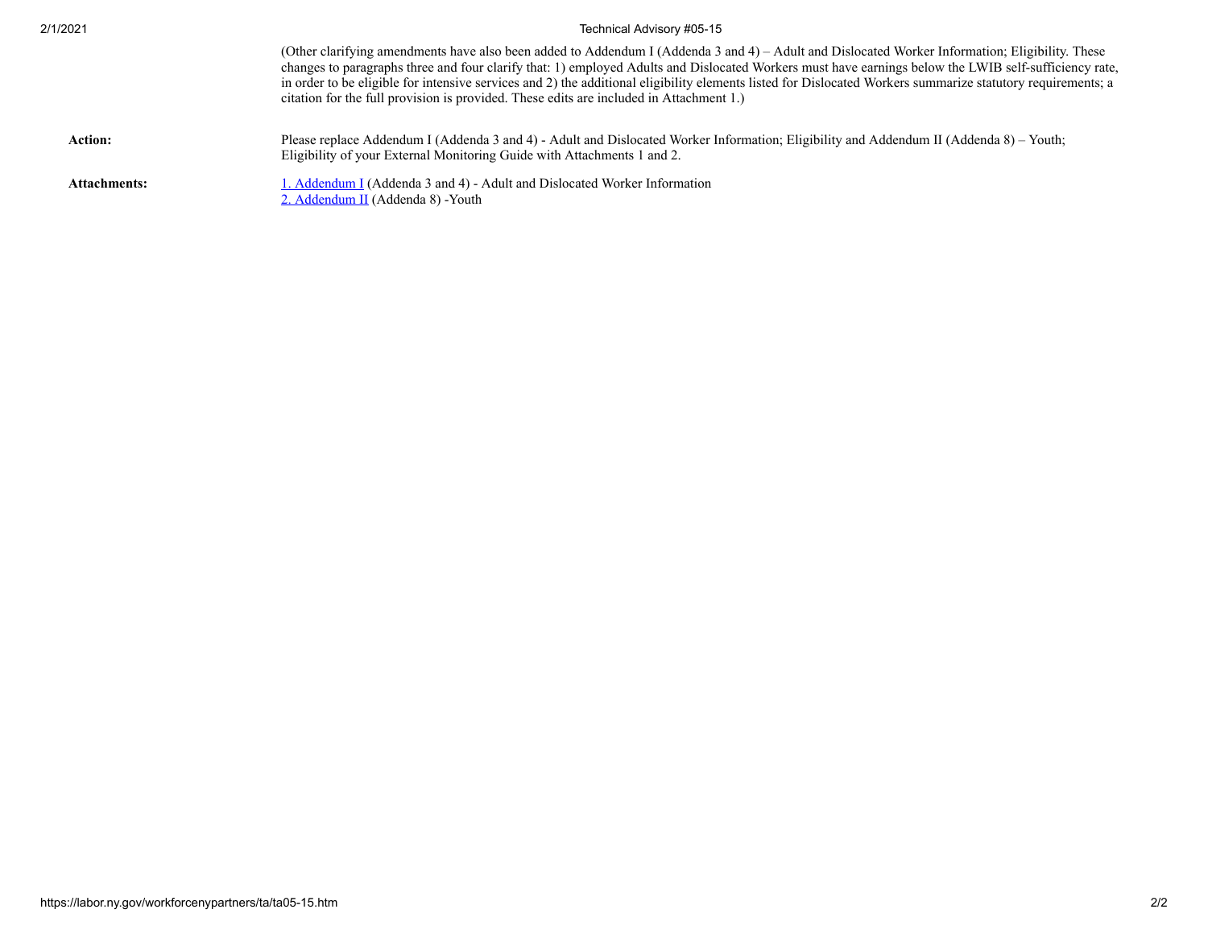(Other clarifying amendments have also been added to Addendum I (Addenda 3 and 4) – Adult and Dislocated Worker Information; Eligibility. These changes to paragraphs three and four clarify that: 1) employed Adults and Dislocated Workers must have earnings below the LWIB self-sufficiency rate, in order to be eligible for intensive services and 2) the additional eligibility elements listed for Dislocated Workers summarize statutory requirements; a citation for the full provision is provided. These edits are included in Attachment 1.)

**Action:** Please replace Addendum I (Addenda 3 and 4) - Adult and Dislocated Worker Information; Eligibility and Addendum II (Addenda 8) – Youth; Eligibility of your External Monitoring Guide with Attachments 1 and 2.

**Attachments:**

1. Addendum I (Addenda 3 and 4) - Adult and Dislocated Worker Information
2. Addendum II (Addenda 8) -Youth